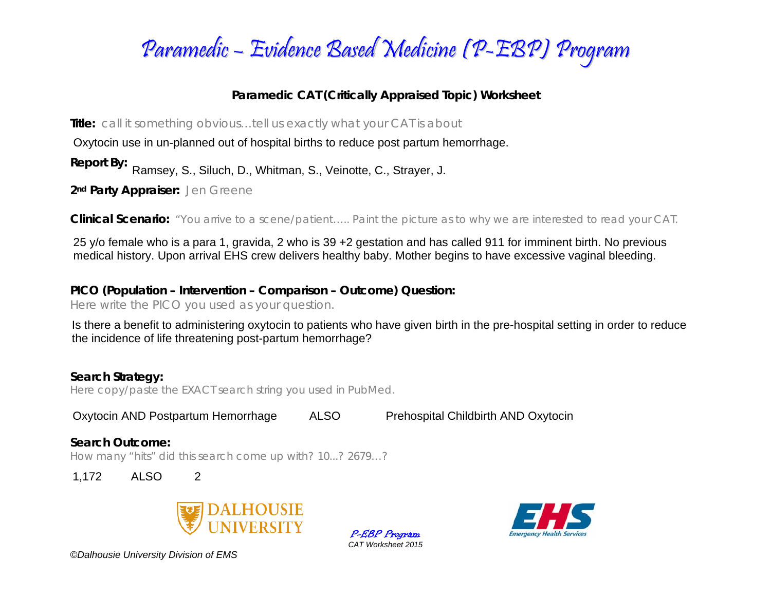# Paramedic – Evidence Based Medicine (P-EBP) Program

## Paramedic CAT (Critically Appraised Topic) Worksheet

**Title:** call it something obvious…tell us exactly what your CAT is about

Oxytocin use in un-planned out of hospital births to reduce post partum hemorrhage.

**Report By:** Ramsey, S., Siluch, D., Whitman, S., Veinotte, C., Strayer, J.

**2nd Party Appraiser:** Jen Greene

**Clinical Scenario:** "You arrive to a scene/patient….. Paint the picture as to why we are interested to read your CAT.

25 y/o female who is a para 1, gravida, 2 who is 39 +2 gestation and has called 911 for imminent birth. No previous medical history. Upon arrival EHS crew delivers healthy baby. Mother begins to have excessive vaginal bleeding.

**PICO (Population – Intervention – Comparison – Outcome) Question:**

Here write the PICO you used as your question.

Is there a benefit to administering oxytocin to patients who have given birth in the pre-hospital setting in order to reduce the incidence of life threatening post-partum hemorrhage?

**Search Strategy:**

Here copy/paste the EXACT search string you used in PubMed.

Oxytocin AND Postpartum Hemorrhage ALSO Prehospital Childbirth AND Oxytocin

**Search Outcome:**

How many "hits" did this search come up with? 10...? 2679…?

1,172 ALSO 2

©Dalhousie University Division of EMS

*P-EBP Program*
*CAT Worksheet 2015*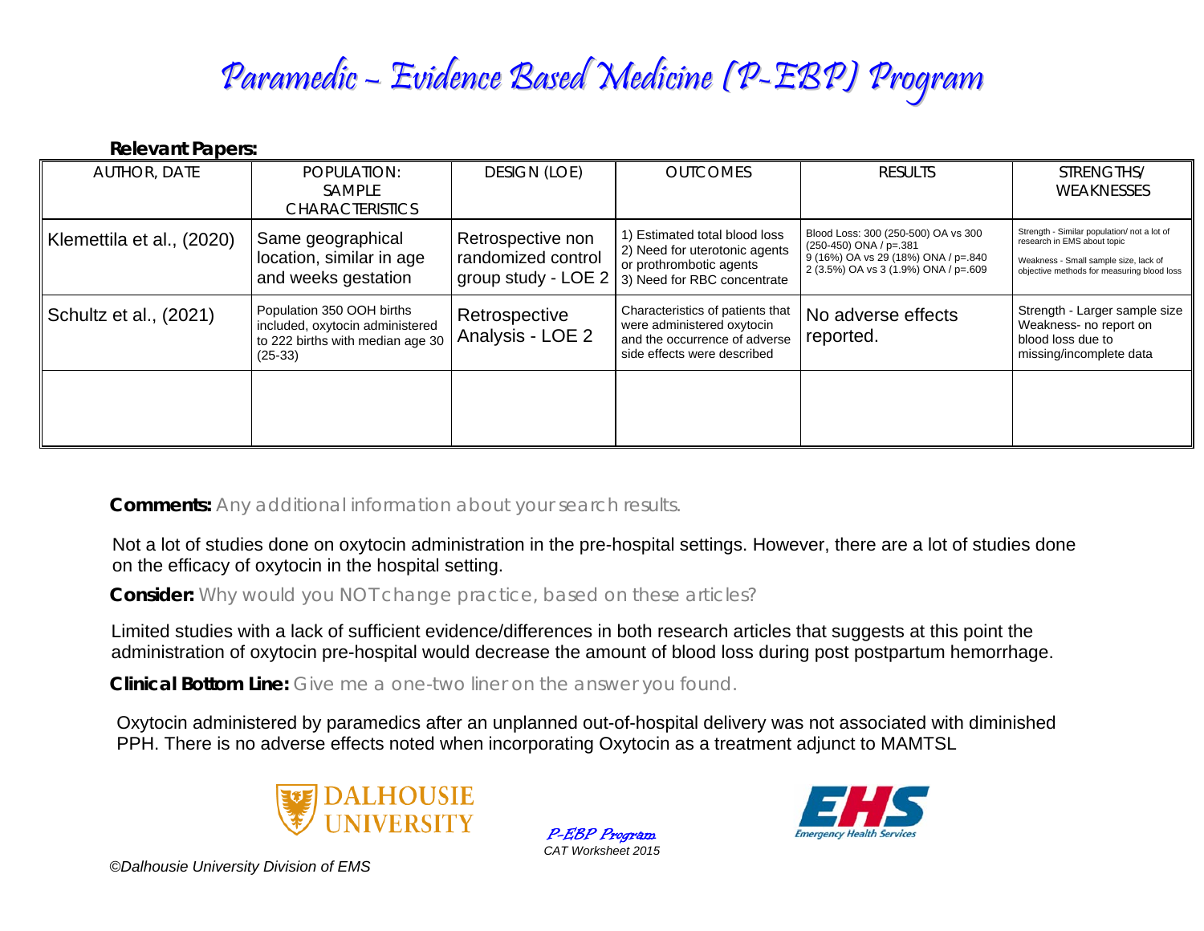# Paramedic – Evidence Based Medicine (P-EBP) Program

**Relevant Papers:**

| AUTHOR, DATE | POPULATION: SAMPLE CHARACTERISTICS | DESIGN (LOE) | OUTCOMES | RESULTS | STRENGTHS/ WEAKNESSES |
|---|---|---|---|---|---|
| Klemettila et al., (2020) | Same geographical location, similar in age and weeks gestation | Retrospective non randomized control group study - LOE 2 | 1) Estimated total blood loss 2) Need for uterotonic agents or prothrombotic agents 3) Need for RBC concentrate | Blood Loss: 300 (250-500) OA vs 300 (250-450) ONA / p=.381 9 (16%) OA vs 29 (18%) ONA / p=.840 2 (3.5%) OA vs 3 (1.9%) ONA / p=.609 | Strength - Similar population/ not a lot of research in EMS about topic Weakness - Small sample size, lack of objective methods for measuring blood loss |
| Schultz et al., (2021) | Population 350 OOH births included, oxytocin administered to 222 births with median age 30 (25-33) | Retrospective Analysis - LOE 2 | Characteristics of patients that were administered oxytocin and the occurrence of adverse side effects were described | No adverse effects reported. | Strength - Larger sample size Weakness- no report on blood loss due to missing/incomplete data |
| | | | | | |

**Comments:** Any additional information about your search results.

Not a lot of studies done on oxytocin administration in the pre-hospital settings. However, there are a lot of studies done on the efficacy of oxytocin in the hospital setting.

**Consider:** Why would you NOT change practice, based on these articles?

Limited studies with a lack of sufficient evidence/differences in both research articles that suggests at this point the administration of oxytocin pre-hospital would decrease the amount of blood loss during post postpartum hemorrhage.

**Clinical Bottom Line:** Give me a one-two liner on the answer you found.

Oxytocin administered by paramedics after an unplanned out-of-hospital delivery was not associated with diminished PPH. There is no adverse effects noted when incorporating Oxytocin as a treatment adjunct to MAMTSL

DALHOUSIE UNIVERSITY

*P-EBP Program*
*CAT Worksheet 2015*

EHS Emergency Health Services

*©Dalhousie University Division of EMS*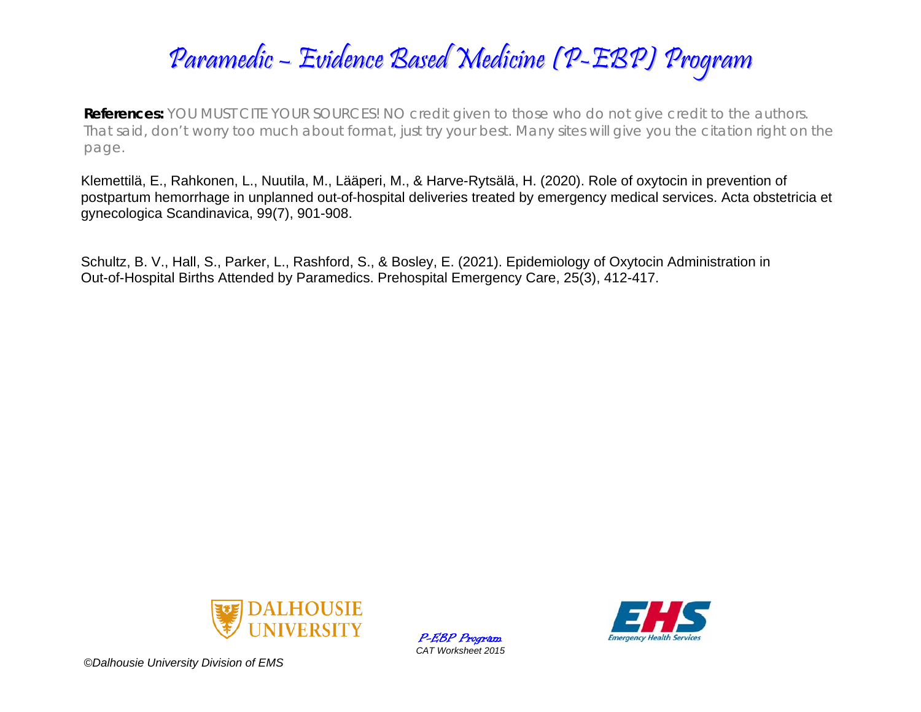**References:** YOU MUST CITE YOUR SOURCES! NO credit given to those who do not give credit to the authors. That said, don't worry too much about format, just try your best. Many sites will give you the citation right on the page.

Klemettilä, E., Rahkonen, L., Nuutila, M., Lääperi, M., & Harve-Rytsälä, H. (2020). Role of oxytocin in prevention of postpartum hemorrhage in unplanned out-of-hospital deliveries treated by emergency medical services. Acta obstetricia et gynecologica Scandinavica, 99(7), 901-908.

Schultz, B. V., Hall, S., Parker, L., Rashford, S., & Bosley, E. (2021). Epidemiology of Oxytocin Administration in Out-of-Hospital Births Attended by Paramedics. Prehospital Emergency Care, 25(3), 412-417.